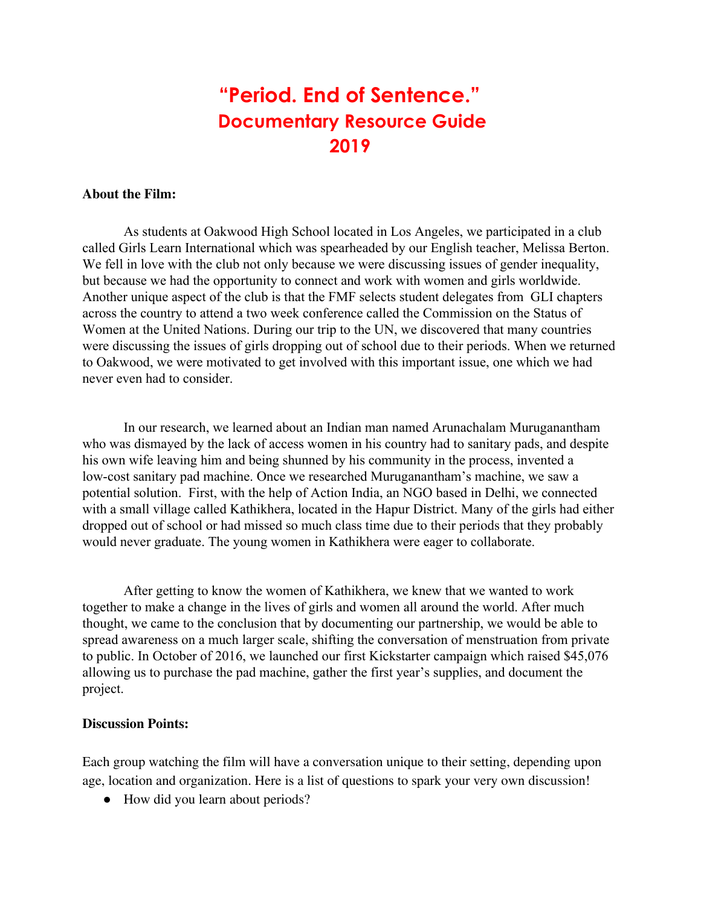# "Period. End of Sentence."
## Documentary Resource Guide
## 2019

**About the Film:**

As students at Oakwood High School located in Los Angeles, we participated in a club called Girls Learn International which was spearheaded by our English teacher, Melissa Berton. We fell in love with the club not only because we were discussing issues of gender inequality, but because we had the opportunity to connect and work with women and girls worldwide. Another unique aspect of the club is that the FMF selects student delegates from GLI chapters across the country to attend a two week conference called the Commission on the Status of Women at the United Nations. During our trip to the UN, we discovered that many countries were discussing the issues of girls dropping out of school due to their periods. When we returned to Oakwood, we were motivated to get involved with this important issue, one which we had never even had to consider.

In our research, we learned about an Indian man named Arunachalam Muruganantham who was dismayed by the lack of access women in his country had to sanitary pads, and despite his own wife leaving him and being shunned by his community in the process, invented a low-cost sanitary pad machine. Once we researched Muruganantham's machine, we saw a potential solution. First, with the help of Action India, an NGO based in Delhi, we connected with a small village called Kathikhera, located in the Hapur District. Many of the girls had either dropped out of school or had missed so much class time due to their periods that they probably would never graduate. The young women in Kathikhera were eager to collaborate.

After getting to know the women of Kathikhera, we knew that we wanted to work together to make a change in the lives of girls and women all around the world. After much thought, we came to the conclusion that by documenting our partnership, we would be able to spread awareness on a much larger scale, shifting the conversation of menstruation from private to public. In October of 2016, we launched our first Kickstarter campaign which raised $45,076 allowing us to purchase the pad machine, gather the first year's supplies, and document the project.

**Discussion Points:**

Each group watching the film will have a conversation unique to their setting, depending upon age, location and organization. Here is a list of questions to spark your very own discussion!

- How did you learn about periods?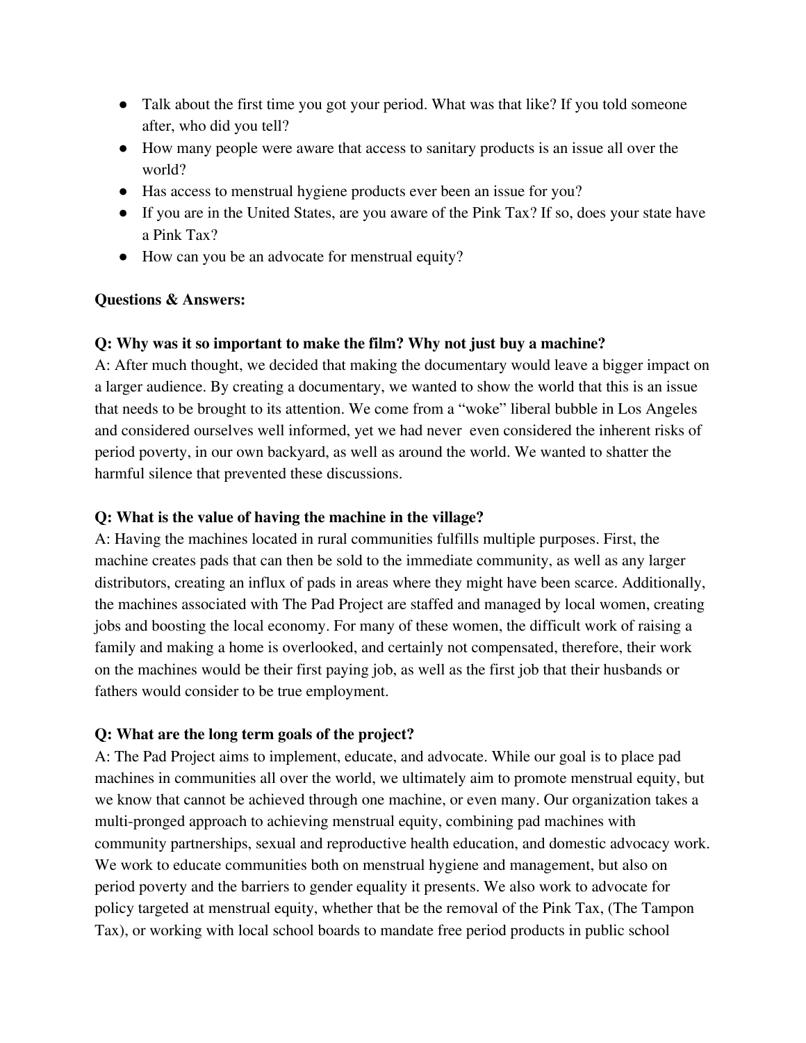- Talk about the first time you got your period. What was that like? If you told someone after, who did you tell?
- How many people were aware that access to sanitary products is an issue all over the world?
- Has access to menstrual hygiene products ever been an issue for you?
- If you are in the United States, are you aware of the Pink Tax? If so, does your state have a Pink Tax?
- How can you be an advocate for menstrual equity?

**Questions & Answers:**

**Q: Why was it so important to make the film? Why not just buy a machine?**
A: After much thought, we decided that making the documentary would leave a bigger impact on a larger audience. By creating a documentary, we wanted to show the world that this is an issue that needs to be brought to its attention. We come from a "woke" liberal bubble in Los Angeles and considered ourselves well informed, yet we had never even considered the inherent risks of period poverty, in our own backyard, as well as around the world. We wanted to shatter the harmful silence that prevented these discussions.

**Q: What is the value of having the machine in the village?**
A: Having the machines located in rural communities fulfills multiple purposes. First, the machine creates pads that can then be sold to the immediate community, as well as any larger distributors, creating an influx of pads in areas where they might have been scarce. Additionally, the machines associated with The Pad Project are staffed and managed by local women, creating jobs and boosting the local economy. For many of these women, the difficult work of raising a family and making a home is overlooked, and certainly not compensated, therefore, their work on the machines would be their first paying job, as well as the first job that their husbands or fathers would consider to be true employment.

**Q: What are the long term goals of the project?**
A: The Pad Project aims to implement, educate, and advocate. While our goal is to place pad machines in communities all over the world, we ultimately aim to promote menstrual equity, but we know that cannot be achieved through one machine, or even many. Our organization takes a multi-pronged approach to achieving menstrual equity, combining pad machines with community partnerships, sexual and reproductive health education, and domestic advocacy work. We work to educate communities both on menstrual hygiene and management, but also on period poverty and the barriers to gender equality it presents. We also work to advocate for policy targeted at menstrual equity, whether that be the removal of the Pink Tax, (The Tampon Tax), or working with local school boards to mandate free period products in public school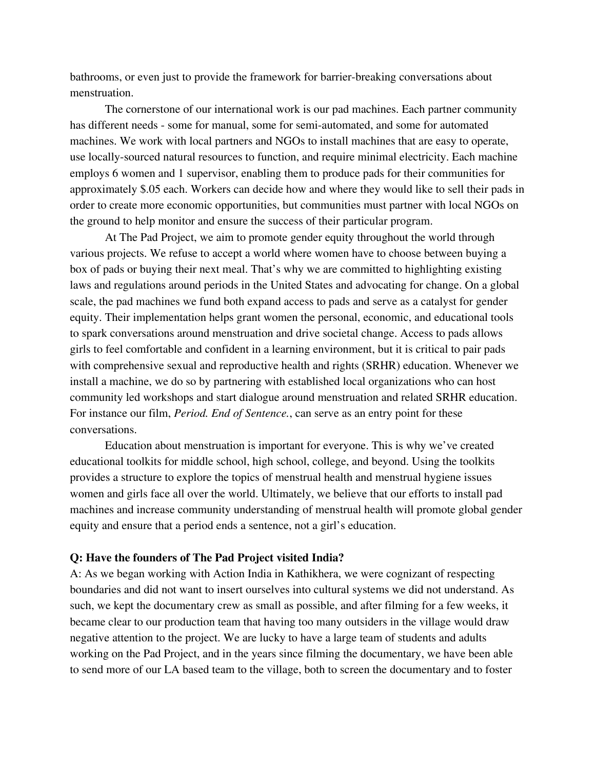bathrooms, or even just to provide the framework for barrier-breaking conversations about menstruation.

The cornerstone of our international work is our pad machines. Each partner community has different needs - some for manual, some for semi-automated, and some for automated machines. We work with local partners and NGOs to install machines that are easy to operate, use locally-sourced natural resources to function, and require minimal electricity. Each machine employs 6 women and 1 supervisor, enabling them to produce pads for their communities for approximately $.05 each. Workers can decide how and where they would like to sell their pads in order to create more economic opportunities, but communities must partner with local NGOs on the ground to help monitor and ensure the success of their particular program.

At The Pad Project, we aim to promote gender equity throughout the world through various projects. We refuse to accept a world where women have to choose between buying a box of pads or buying their next meal. That's why we are committed to highlighting existing laws and regulations around periods in the United States and advocating for change. On a global scale, the pad machines we fund both expand access to pads and serve as a catalyst for gender equity. Their implementation helps grant women the personal, economic, and educational tools to spark conversations around menstruation and drive societal change. Access to pads allows girls to feel comfortable and confident in a learning environment, but it is critical to pair pads with comprehensive sexual and reproductive health and rights (SRHR) education. Whenever we install a machine, we do so by partnering with established local organizations who can host community led workshops and start dialogue around menstruation and related SRHR education. For instance our film, *Period. End of Sentence.*, can serve as an entry point for these conversations.

Education about menstruation is important for everyone. This is why we've created educational toolkits for middle school, high school, college, and beyond. Using the toolkits provides a structure to explore the topics of menstrual health and menstrual hygiene issues women and girls face all over the world. Ultimately, we believe that our efforts to install pad machines and increase community understanding of menstrual health will promote global gender equity and ensure that a period ends a sentence, not a girl's education.

**Q: Have the founders of The Pad Project visited India?**

A: As we began working with Action India in Kathikhera, we were cognizant of respecting boundaries and did not want to insert ourselves into cultural systems we did not understand. As such, we kept the documentary crew as small as possible, and after filming for a few weeks, it became clear to our production team that having too many outsiders in the village would draw negative attention to the project. We are lucky to have a large team of students and adults working on the Pad Project, and in the years since filming the documentary, we have been able to send more of our LA based team to the village, both to screen the documentary and to foster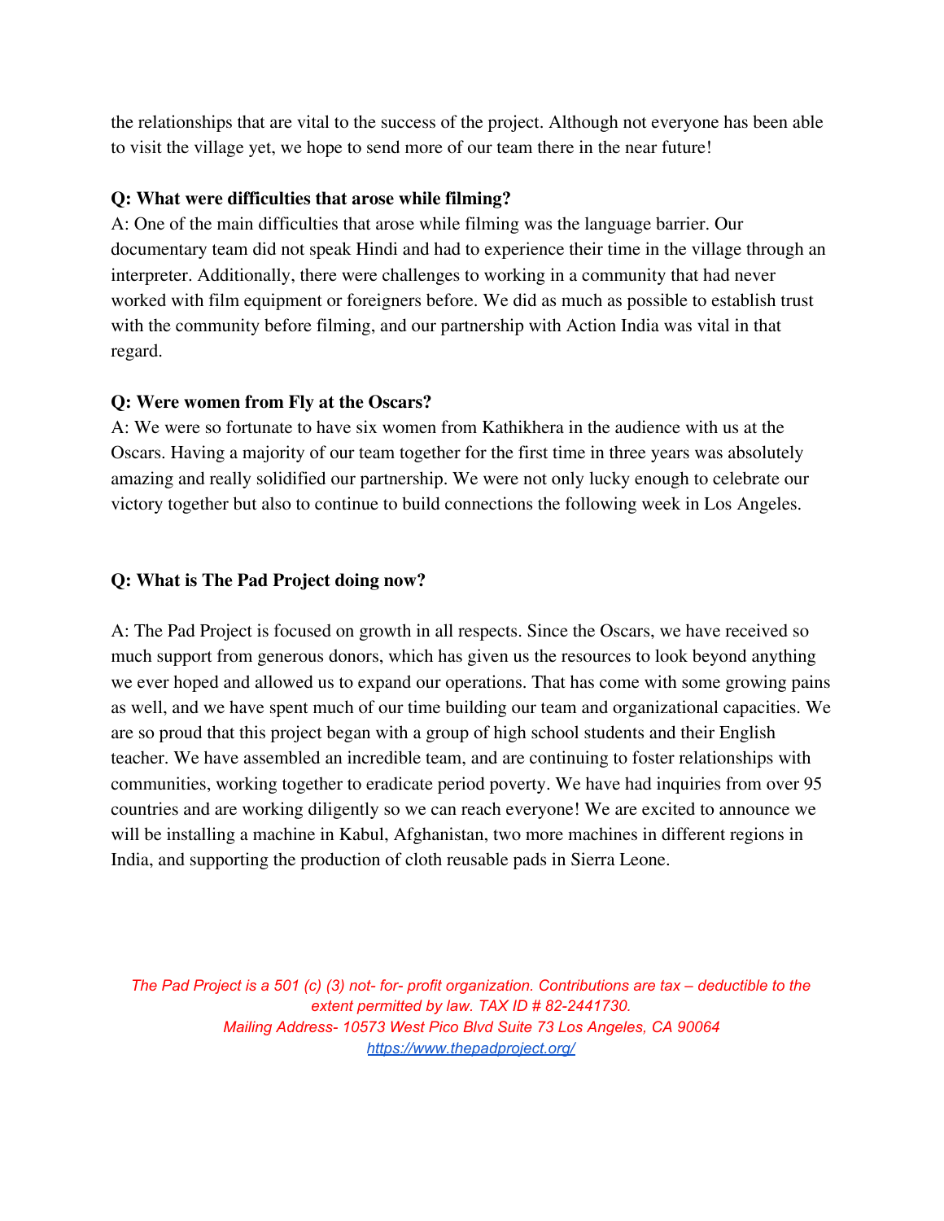the relationships that are vital to the success of the project. Although not everyone has been able to visit the village yet, we hope to send more of our team there in the near future!

**Q: What were difficulties that arose while filming?**

A: One of the main difficulties that arose while filming was the language barrier. Our documentary team did not speak Hindi and had to experience their time in the village through an interpreter. Additionally, there were challenges to working in a community that had never worked with film equipment or foreigners before. We did as much as possible to establish trust with the community before filming, and our partnership with Action India was vital in that regard.

**Q: Were women from Fly at the Oscars?**

A: We were so fortunate to have six women from Kathikhera in the audience with us at the Oscars. Having a majority of our team together for the first time in three years was absolutely amazing and really solidified our partnership. We were not only lucky enough to celebrate our victory together but also to continue to build connections the following week in Los Angeles.

**Q: What is The Pad Project doing now?**

A: The Pad Project is focused on growth in all respects. Since the Oscars, we have received so much support from generous donors, which has given us the resources to look beyond anything we ever hoped and allowed us to expand our operations. That has come with some growing pains as well, and we have spent much of our time building our team and organizational capacities. We are so proud that this project began with a group of high school students and their English teacher. We have assembled an incredible team, and are continuing to foster relationships with communities, working together to eradicate period poverty. We have had inquiries from over 95 countries and are working diligently so we can reach everyone! We are excited to announce we will be installing a machine in Kabul, Afghanistan, two more machines in different regions in India, and supporting the production of cloth reusable pads in Sierra Leone.

*The Pad Project is a 501 (c) (3) not- for- profit organization. Contributions are tax – deductible to the extent permitted by law. TAX ID # 82-2441730.*
*Mailing Address- 10573 West Pico Blvd Suite 73 Los Angeles, CA 90064*
*https://www.thepadproject.org/*